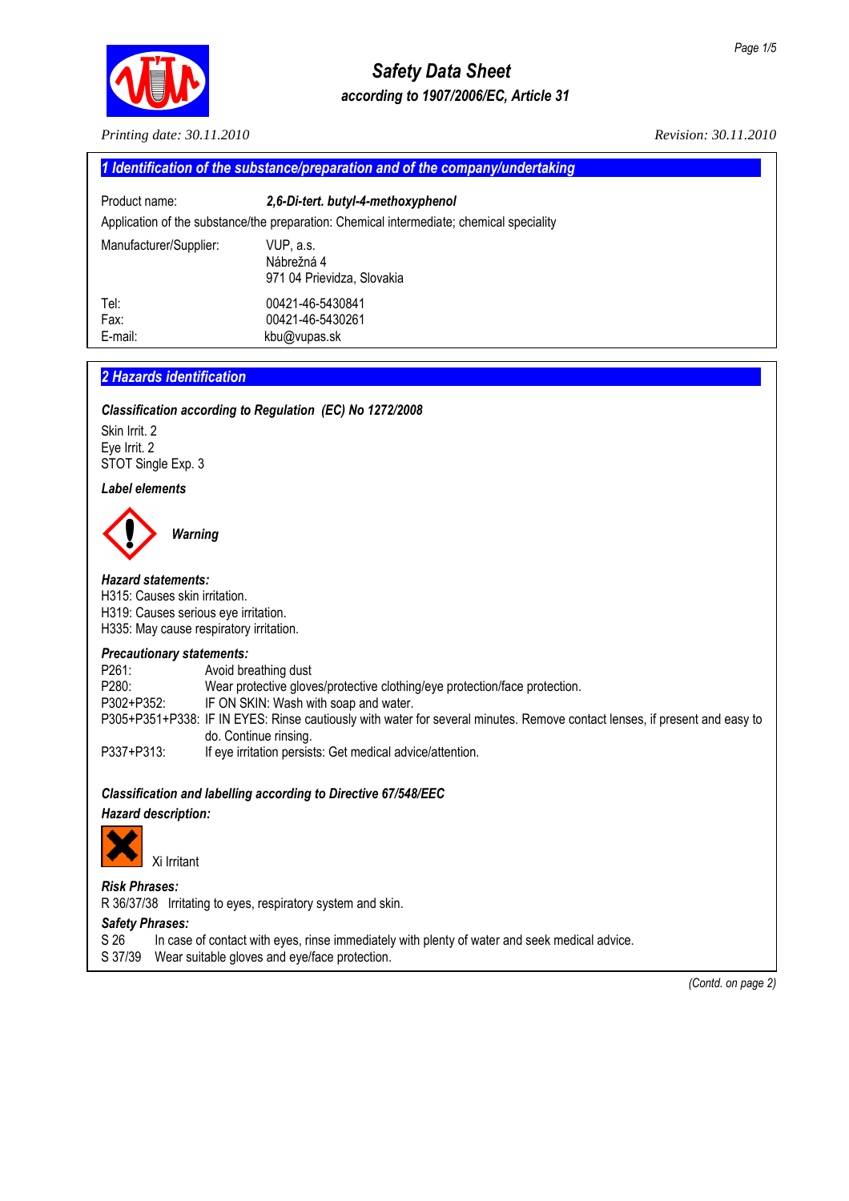# Safety Data Sheet
### according to 1907/2006/EC, Article 31

*Printing date: 30.11.2010* *Revision: 30.11.2010*

## 1 Identification of the substance/preparation and of the company/undertaking

Product name: ***2,6-Di-tert. butyl-4-methoxyphenol***

Application of the substance/the preparation: Chemical intermediate; chemical speciality

Manufacturer/Supplier:
VUP, a.s.
Nábrežná 4
971 04 Prievidza, Slovakia

Tel: 00421-46-5430841
Fax: 00421-46-5430261
E-mail: kbu@vupas.sk

## 2 Hazards identification

***Classification according to Regulation (EC) No 1272/2008***

Skin Irrit. 2
Eye Irrit. 2
STOT Single Exp. 3

***Label elements***

***Warning***

***Hazard statements:***
H315: Causes skin irritation.
H319: Causes serious eye irritation.
H335: May cause respiratory irritation.

***Precautionary statements:***

| | |
|---|---|
| P261: | Avoid breathing dust |
| P280: | Wear protective gloves/protective clothing/eye protection/face protection. |
| P302+P352: | IF ON SKIN: Wash with soap and water. |
| P305+P351+P338: | IF IN EYES: Rinse cautiously with water for several minutes. Remove contact lenses, if present and easy to do. Continue rinsing. |
| P337+P313: | If eye irritation persists: Get medical advice/attention. |

***Classification and labelling according to Directive 67/548/EEC***

***Hazard description:***

Xi Irritant

***Risk Phrases:***
R 36/37/38 Irritating to eyes, respiratory system and skin.

***Safety Phrases:***
S 26 In case of contact with eyes, rinse immediately with plenty of water and seek medical advice.
S 37/39 Wear suitable gloves and eye/face protection.

*(Contd. on page 2)*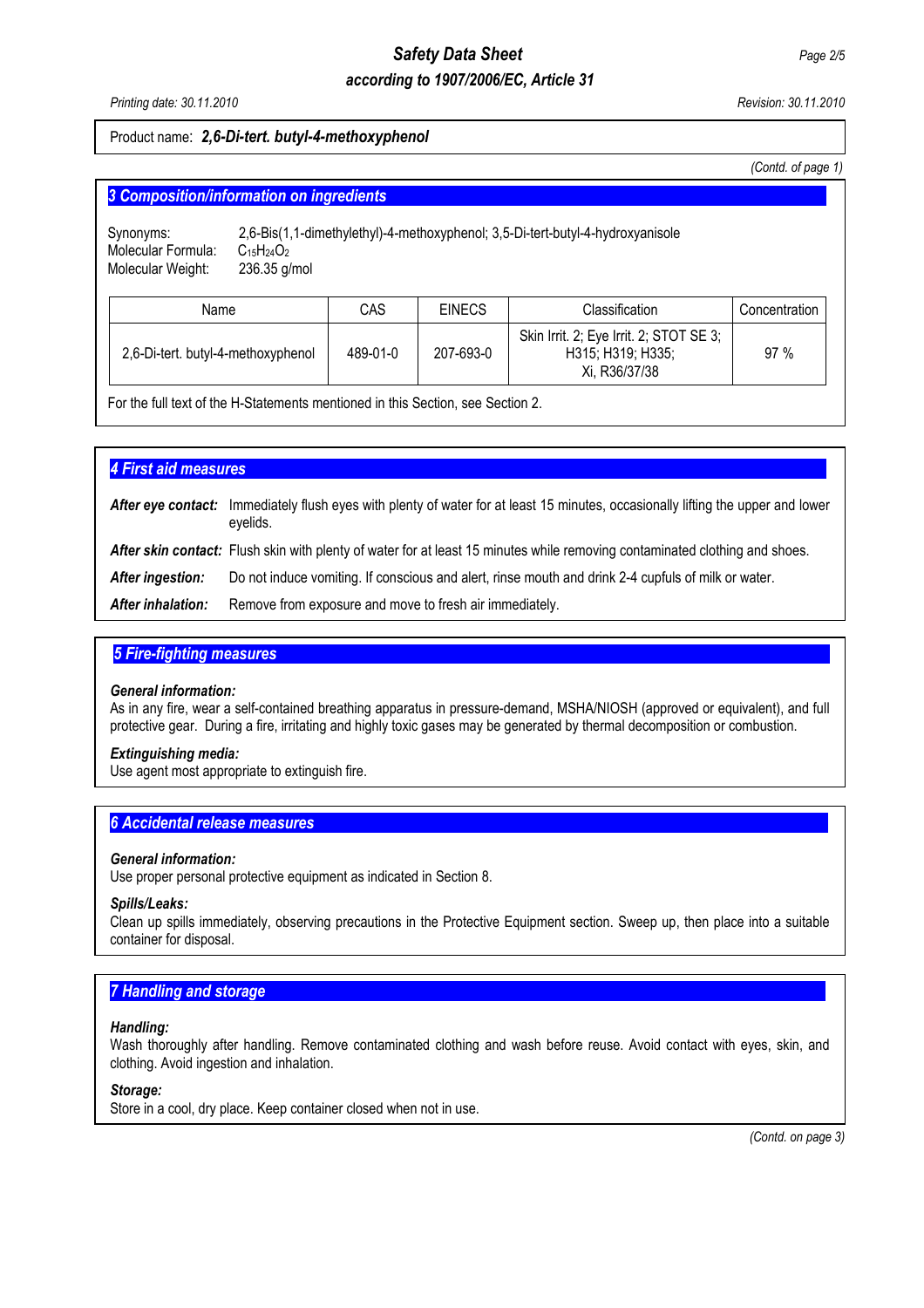Product name: ***2,6-Di-tert. butyl-4-methoxyphenol***

(Contd. of page 1)

## 3 Composition/information on ingredients

Synonyms: 2,6-Bis(1,1-dimethylethyl)-4-methoxyphenol; 3,5-Di-tert-butyl-4-hydroxyanisole
Molecular Formula: $C_{15}H_{24}O_2$
Molecular Weight: 236.35 g/mol

| Name | CAS | EINECS | Classification | Concentration |
|---|---|---|---|---|
| 2,6-Di-tert. butyl-4-methoxyphenol | 489-01-0 | 207-693-0 | Skin Irrit. 2; Eye Irrit. 2; STOT SE 3; H315; H319; H335; Xi, R36/37/38 | 97 % |

For the full text of the H-Statements mentioned in this Section, see Section 2.

## 4 First aid measures

***After eye contact:*** Immediately flush eyes with plenty of water for at least 15 minutes, occasionally lifting the upper and lower eyelids.

***After skin contact:*** Flush skin with plenty of water for at least 15 minutes while removing contaminated clothing and shoes.

***After ingestion:*** Do not induce vomiting. If conscious and alert, rinse mouth and drink 2-4 cupfuls of milk or water.

***After inhalation:*** Remove from exposure and move to fresh air immediately.

## 5 Fire-fighting measures

***General information:***
As in any fire, wear a self-contained breathing apparatus in pressure-demand, MSHA/NIOSH (approved or equivalent), and full protective gear. During a fire, irritating and highly toxic gases may be generated by thermal decomposition or combustion.

***Extinguishing media:***
Use agent most appropriate to extinguish fire.

## 6 Accidental release measures

***General information:***
Use proper personal protective equipment as indicated in Section 8.

***Spills/Leaks:***
Clean up spills immediately, observing precautions in the Protective Equipment section. Sweep up, then place into a suitable container for disposal.

## 7 Handling and storage

***Handling:***
Wash thoroughly after handling. Remove contaminated clothing and wash before reuse. Avoid contact with eyes, skin, and clothing. Avoid ingestion and inhalation.

***Storage:***
Store in a cool, dry place. Keep container closed when not in use.

(Contd. on page 3)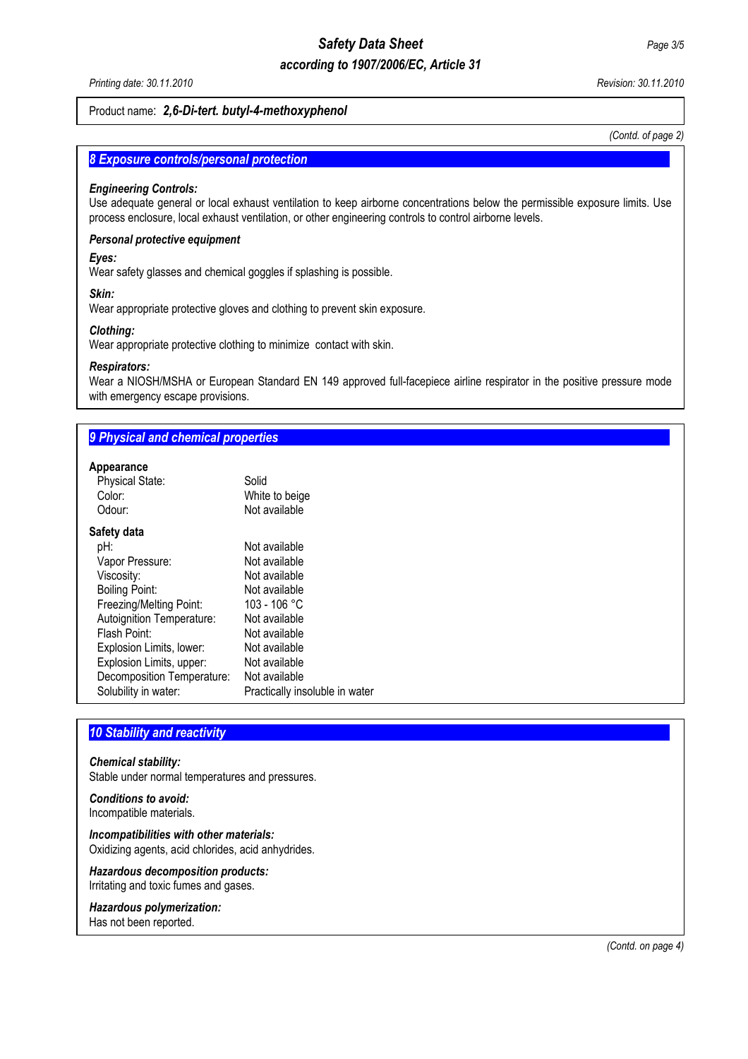Product name: ***2,6-Di-tert. butyl-4-methoxyphenol***

*(Contd. of page 2)*

## *8 Exposure controls/personal protection*

***Engineering Controls:***
Use adequate general or local exhaust ventilation to keep airborne concentrations below the permissible exposure limits. Use process enclosure, local exhaust ventilation, or other engineering controls to control airborne levels.

***Personal protective equipment***

***Eyes:***
Wear safety glasses and chemical goggles if splashing is possible.

***Skin:***
Wear appropriate protective gloves and clothing to prevent skin exposure.

***Clothing:***
Wear appropriate protective clothing to minimize contact with skin.

***Respirators:***
Wear a NIOSH/MSHA or European Standard EN 149 approved full-facepiece airline respirator in the positive pressure mode with emergency escape provisions.

## *9 Physical and chemical properties*

**Appearance**

| | |
|---|---|
| Physical State: | Solid |
| Color: | White to beige |
| Odour: | Not available |

**Safety data**

| | |
|---|---|
| pH: | Not available |
| Vapor Pressure: | Not available |
| Viscosity: | Not available |
| Boiling Point: | Not available |
| Freezing/Melting Point: | 103 - 106 °C |
| Autoignition Temperature: | Not available |
| Flash Point: | Not available |
| Explosion Limits, lower: | Not available |
| Explosion Limits, upper: | Not available |
| Decomposition Temperature: | Not available |
| Solubility in water: | Practically insoluble in water |

## *10 Stability and reactivity*

***Chemical stability:***
Stable under normal temperatures and pressures.

***Conditions to avoid:***
Incompatible materials.

***Incompatibilities with other materials:***
Oxidizing agents, acid chlorides, acid anhydrides.

***Hazardous decomposition products:***
Irritating and toxic fumes and gases.

***Hazardous polymerization:***
Has not been reported.

*(Contd. on page 4)*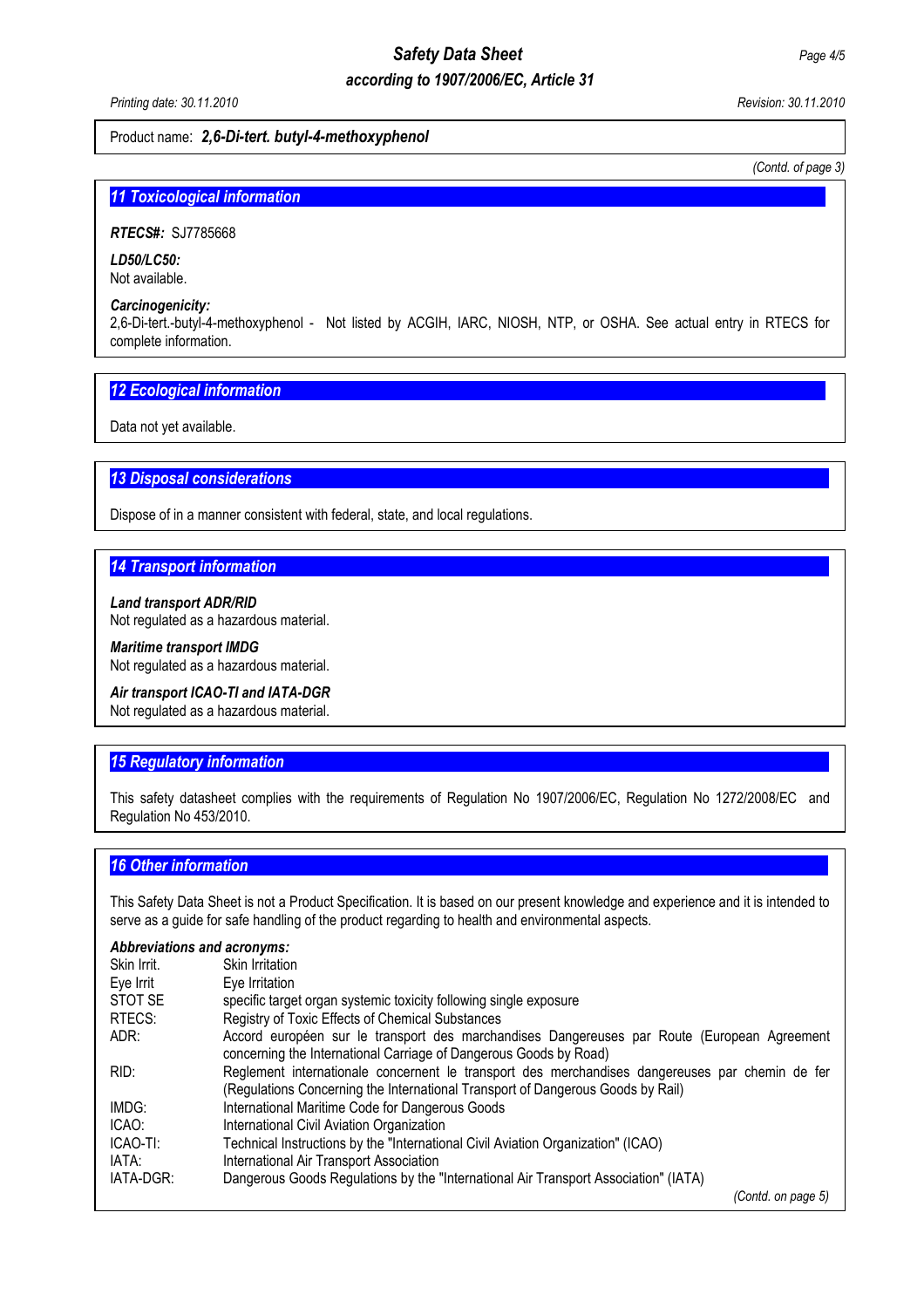Product name: ***2,6-Di-tert. butyl-4-methoxyphenol***

*(Contd. of page 3)*

## 11 Toxicological information

***RTECS#:*** SJ7785668

***LD50/LC50:***
Not available.

***Carcinogenicity:***
2,6-Di-tert.-butyl-4-methoxyphenol - Not listed by ACGIH, IARC, NIOSH, NTP, or OSHA. See actual entry in RTECS for complete information.

## 12 Ecological information

Data not yet available.

## 13 Disposal considerations

Dispose of in a manner consistent with federal, state, and local regulations.

## 14 Transport information

***Land transport ADR/RID***
Not regulated as a hazardous material.

***Maritime transport IMDG***
Not regulated as a hazardous material.

***Air transport ICAO-TI and IATA-DGR***
Not regulated as a hazardous material.

## 15 Regulatory information

This safety datasheet complies with the requirements of Regulation No 1907/2006/EC, Regulation No 1272/2008/EC and Regulation No 453/2010.

## 16 Other information

This Safety Data Sheet is not a Product Specification. It is based on our present knowledge and experience and it is intended to serve as a guide for safe handling of the product regarding to health and environmental aspects.

***Abbreviations and acronyms:***

| | |
|---|---|
| Skin Irrit. | Skin Irritation |
| Eye Irrit | Eye Irritation |
| STOT SE | specific target organ systemic toxicity following single exposure |
| RTECS: | Registry of Toxic Effects of Chemical Substances |
| ADR: | Accord européen sur le transport des marchandises Dangereuses par Route (European Agreement concerning the International Carriage of Dangerous Goods by Road) |
| RID: | Reglement internationale concernent le transport des merchandises dangereuses par chemin de fer (Regulations Concerning the International Transport of Dangerous Goods by Rail) |
| IMDG: | International Maritime Code for Dangerous Goods |
| ICAO: | International Civil Aviation Organization |
| ICAO-TI: | Technical Instructions by the "International Civil Aviation Organization" (ICAO) |
| IATA: | International Air Transport Association |
| IATA-DGR: | Dangerous Goods Regulations by the "International Air Transport Association" (IATA) |

*(Contd. on page 5)*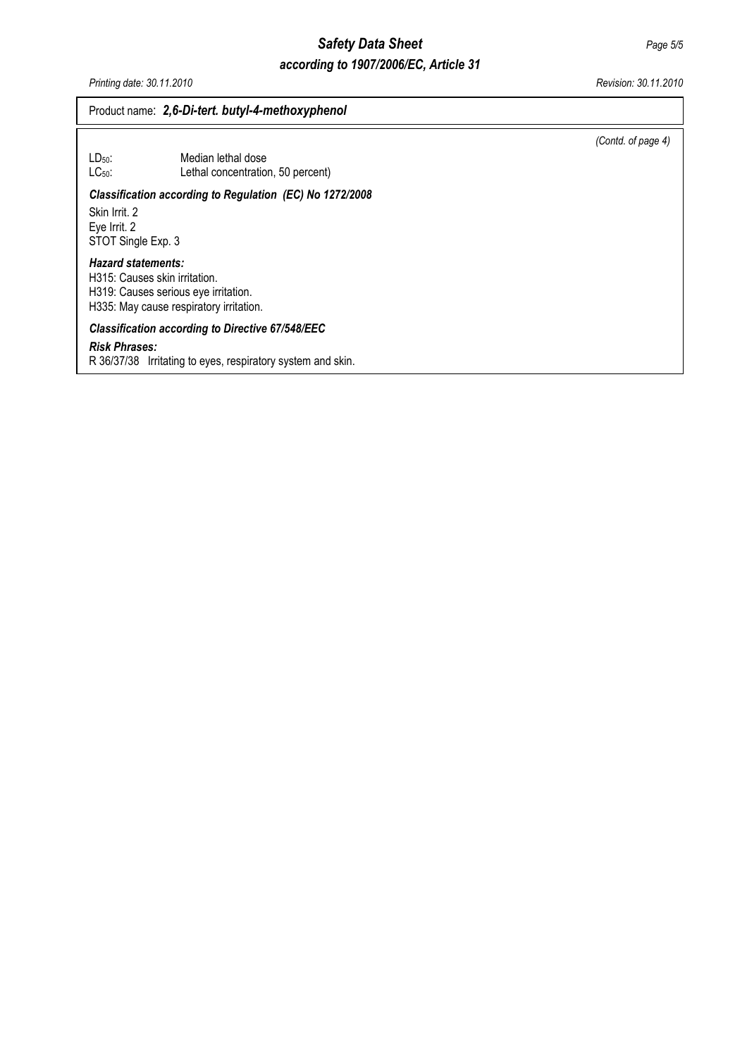Product name: ***2,6-Di-tert. butyl-4-methoxyphenol***

*(Contd. of page 4)*

$LD_{50}$: Median lethal dose
$LC_{50}$: Lethal concentration, 50 percent)

***Classification according to Regulation (EC) No 1272/2008***

Skin Irrit. 2
Eye Irrit. 2
STOT Single Exp. 3

***Hazard statements:***

H315: Causes skin irritation.
H319: Causes serious eye irritation.
H335: May cause respiratory irritation.

***Classification according to Directive 67/548/EEC***

***Risk Phrases:***

R 36/37/38 Irritating to eyes, respiratory system and skin.